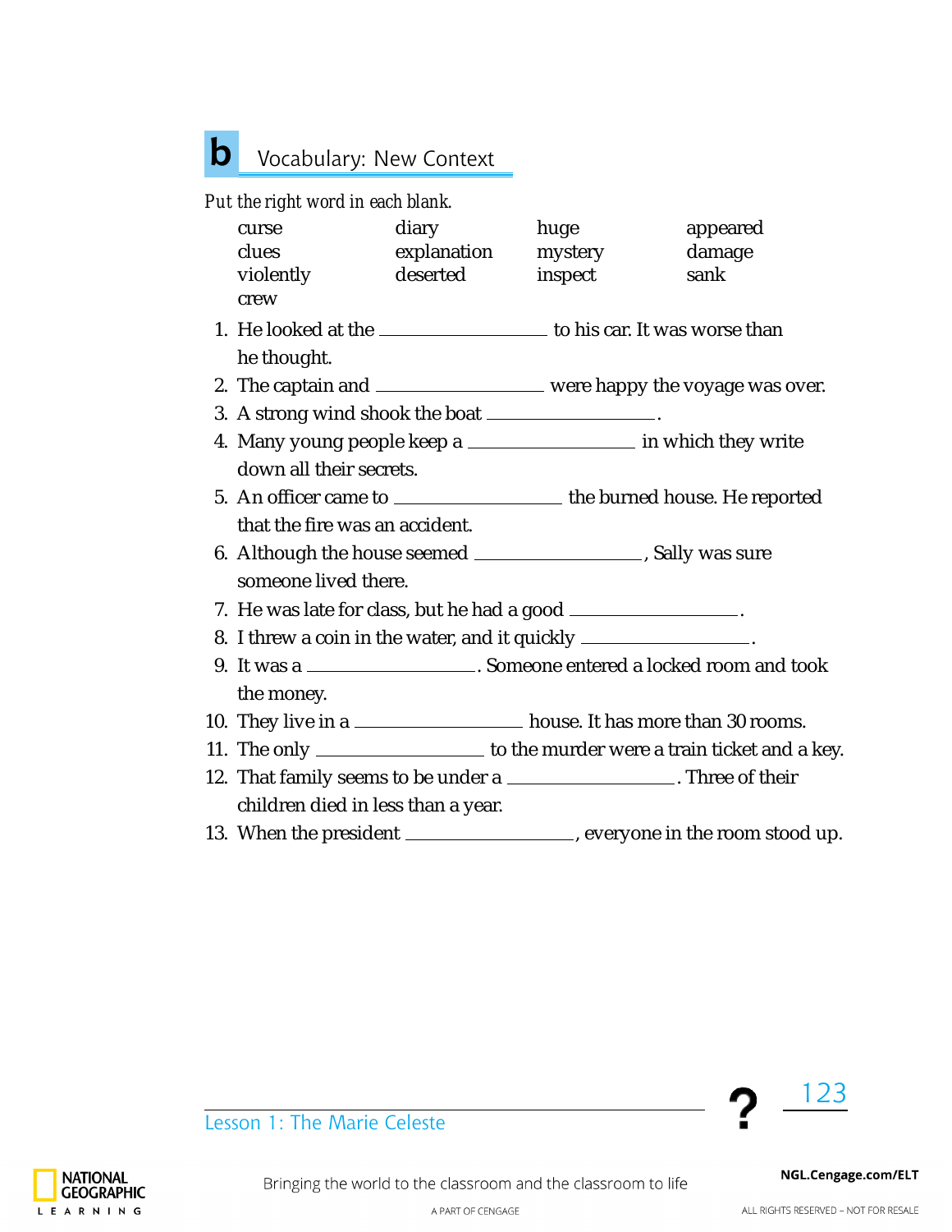## b Vocabulary: New Context

*Put the right word in each blank.*

| | | | |
|---|---|---|---|
| curse | diary | huge | appeared |
| clues | explanation | mystery | damage |
| violently | deserted | inspect | sank |
| crew | | | |

1. He looked at the ________________ to his car. It was worse than he thought.
2. The captain and ________________ were happy the voyage was over.
3. A strong wind shook the boat ________________.
4. Many young people keep a ________________ in which they write down all their secrets.
5. An officer came to ________________ the burned house. He reported that the fire was an accident.
6. Although the house seemed ________________, Sally was sure someone lived there.
7. He was late for class, but he had a good ________________.
8. I threw a coin in the water, and it quickly ________________.
9. It was a ________________. Someone entered a locked room and took the money.
10. They live in a ________________ house. It has more than 30 rooms.
11. The only ________________ to the murder were a train ticket and a key.
12. That family seems to be under a ________________. Three of their children died in less than a year.
13. When the president ________________, everyone in the room stood up.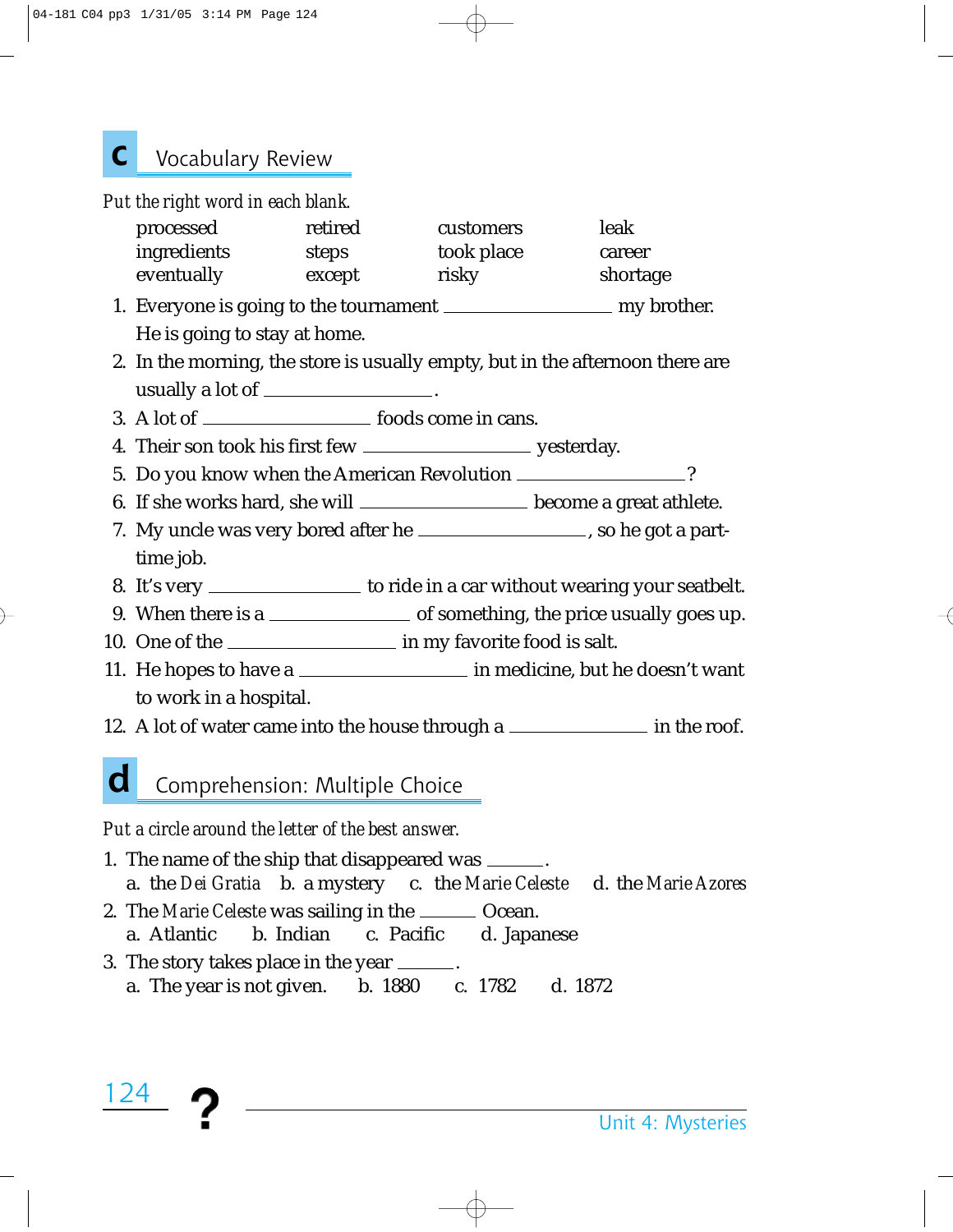## c Vocabulary Review

*Put the right word in each blank.*

| | | | |
|---|---|---|---|
| processed | retired | customers | leak |
| ingredients | steps | took place | career |
| eventually | except | risky | shortage |

1. Everyone is going to the tournament ________________ my brother. He is going to stay at home.
2. In the morning, the store is usually empty, but in the afternoon there are usually a lot of ________________.
3. A lot of ________________ foods come in cans.
4. Their son took his first few ________________ yesterday.
5. Do you know when the American Revolution ________________?
6. If she works hard, she will ________________ become a great athlete.
7. My uncle was very bored after he ________________, so he got a part-time job.
8. It's very ______________ to ride in a car without wearing your seatbelt.
9. When there is a ______________ of something, the price usually goes up.
10. One of the ________________ in my favorite food is salt.
11. He hopes to have a ________________ in medicine, but he doesn't want to work in a hospital.
12. A lot of water came into the house through a ______________ in the roof.

## d Comprehension: Multiple Choice

*Put a circle around the letter of the best answer.*

1. The name of the ship that disappeared was ______.
   a. the *Dei Gratia* b. a mystery c. the *Marie Celeste* d. the *Marie Azores*
2. The *Marie Celeste* was sailing in the ______ Ocean.
   a. Atlantic b. Indian c. Pacific d. Japanese
3. The story takes place in the year ______.
   a. The year is not given. b. 1880 c. 1782 d. 1872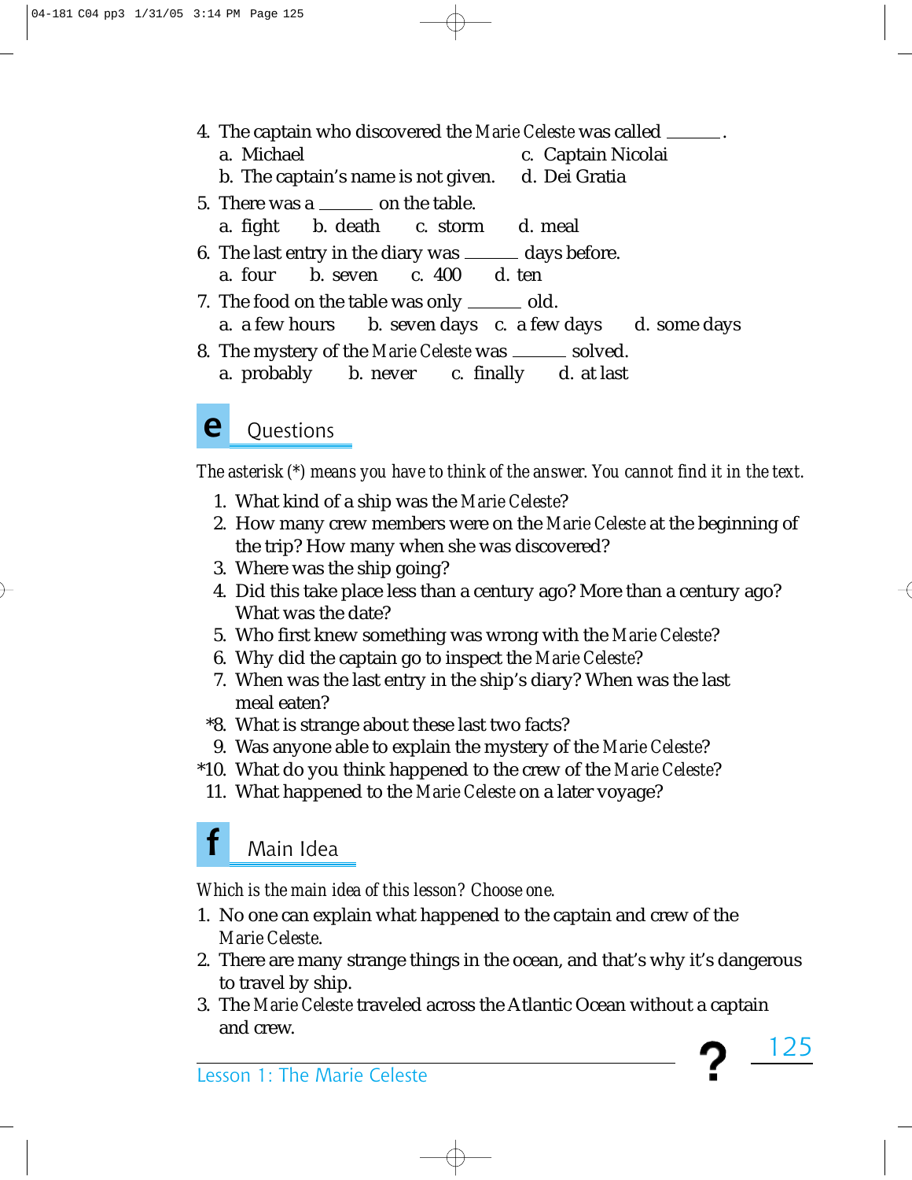4. The captain who discovered the *Marie Celeste* was called ______.
   a. Michael
   b. The captain's name is not given.
   c. Captain Nicolai
   d. Dei Gratia
5. There was a ______ on the table.
   a. fight  b. death  c. storm  d. meal
6. The last entry in the diary was ______ days before.
   a. four  b. seven  c. 400  d. ten
7. The food on the table was only ______ old.
   a. a few hours  b. seven days  c. a few days  d. some days
8. The mystery of the *Marie Celeste* was ______ solved.
   a. probably  b. never  c. finally  d. at last

## e Questions

*The asterisk (*) means you have to think of the answer. You cannot find it in the text.*

1. What kind of a ship was the *Marie Celeste*?
2. How many crew members were on the *Marie Celeste* at the beginning of the trip? How many when she was discovered?
3. Where was the ship going?
4. Did this take place less than a century ago? More than a century ago? What was the date?
5. Who first knew something was wrong with the *Marie Celeste*?
6. Why did the captain go to inspect the *Marie Celeste*?
7. When was the last entry in the ship's diary? When was the last meal eaten?

*8. What is strange about these last two facts?

9. Was anyone able to explain the mystery of the *Marie Celeste*?

*10. What do you think happened to the crew of the *Marie Celeste*?

11. What happened to the *Marie Celeste* on a later voyage?

## f Main Idea

*Which is the main idea of this lesson? Choose one.*

1. No one can explain what happened to the captain and crew of the *Marie Celeste*.
2. There are many strange things in the ocean, and that's why it's dangerous to travel by ship.
3. The *Marie Celeste* traveled across the Atlantic Ocean without a captain and crew.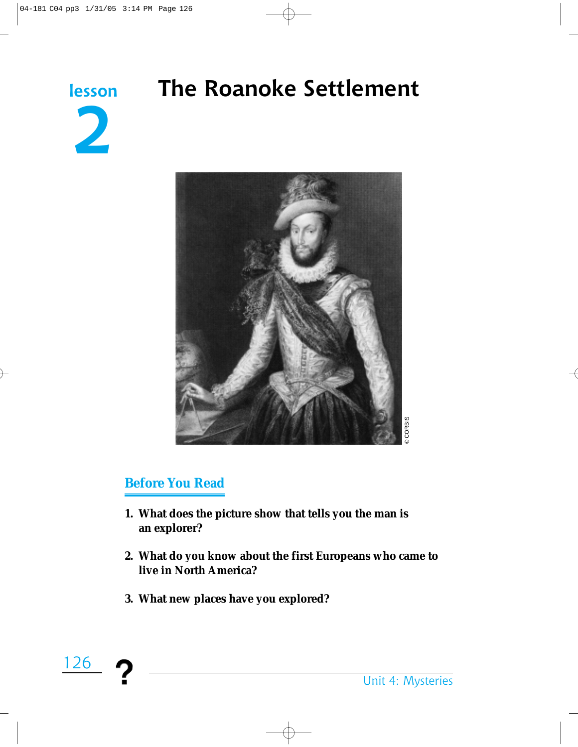lesson 2

# The Roanoke Settlement

© CORBIS

## Before You Read

1. What does the picture show that tells you the man is an explorer?

2. What do you know about the first Europeans who came to live in North America?

3. What new places have you explored?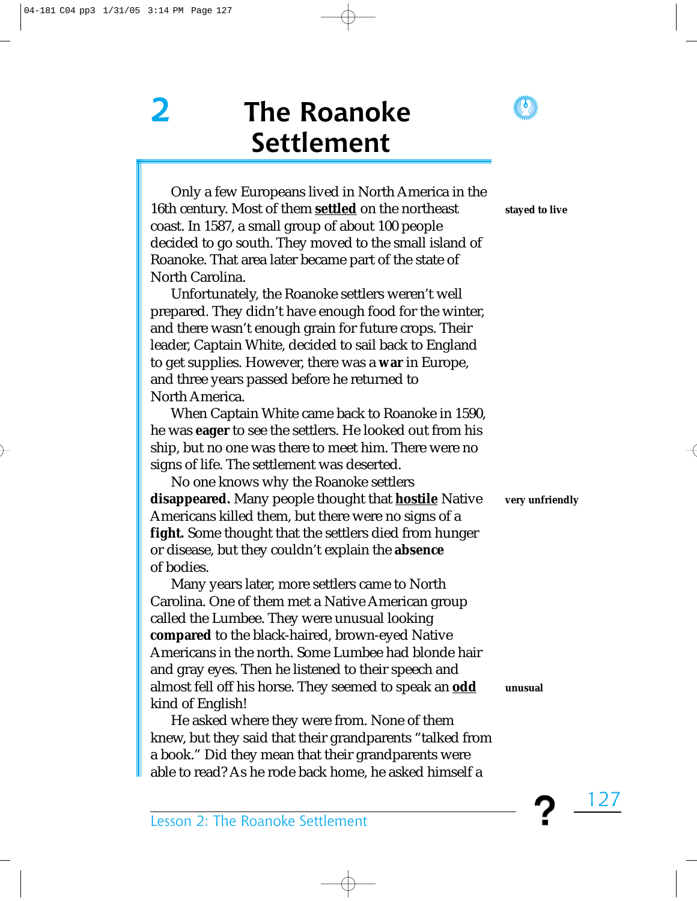# 2 The Roanoke Settlement

Only a few Europeans lived in North America in the 16th century. Most of them **settled** on the northeast coast. In 1587, a small group of about 100 people decided to go south. They moved to the small island of Roanoke. That area later became part of the state of North Carolina.

**stayed to live**

Unfortunately, the Roanoke settlers weren't well prepared. They didn't have enough food for the winter, and there wasn't enough grain for future crops. Their leader, Captain White, decided to sail back to England to get supplies. However, there was a **war** in Europe, and three years passed before he returned to North America.

When Captain White came back to Roanoke in 1590, he was **eager** to see the settlers. He looked out from his ship, but no one was there to meet him. There were no signs of life. The settlement was deserted.

No one knows why the Roanoke settlers **disappeared.** Many people thought that **hostile** Native Americans killed them, but there were no signs of a **fight.** Some thought that the settlers died from hunger or disease, but they couldn't explain the **absence** of bodies.

**very unfriendly**

Many years later, more settlers came to North Carolina. One of them met a Native American group called the Lumbee. They were unusual looking **compared** to the black-haired, brown-eyed Native Americans in the north. Some Lumbee had blonde hair and gray eyes. Then he listened to their speech and almost fell off his horse. They seemed to speak an **odd** kind of English!

**unusual**

He asked where they were from. None of them knew, but they said that their grandparents "talked from a book." Did they mean that their grandparents were able to read? As he rode back home, he asked himself a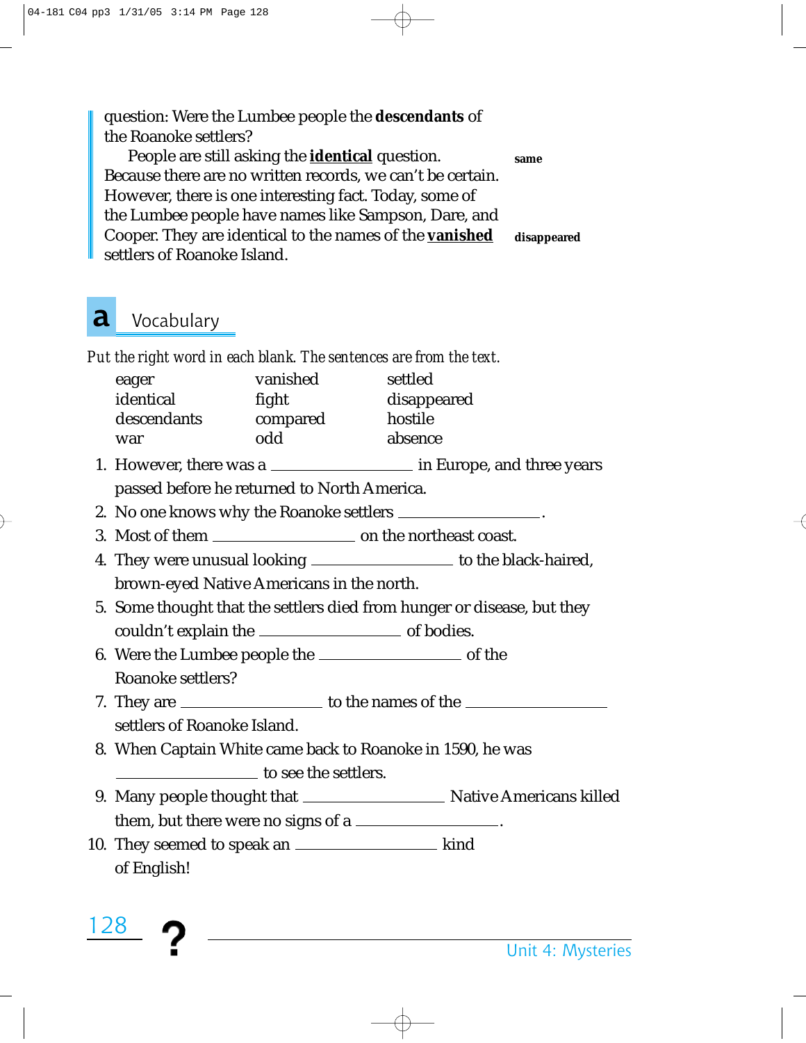question: Were the Lumbee people the **descendants** of the Roanoke settlers?

People are still asking the **identical** question. Because there are no written records, we can't be certain. However, there is one interesting fact. Today, some of the Lumbee people have names like Sampson, Dare, and Cooper. They are identical to the names of the **vanished** settlers of Roanoke Island.

**same**

**disappeared**

## a Vocabulary

*Put the right word in each blank. The sentences are from the text.*

| | | |
|---|---|---|
| eager | vanished | settled |
| identical | fight | disappeared |
| descendants | compared | hostile |
| war | odd | absence |

1. However, there was a ________________ in Europe, and three years passed before he returned to North America.
2. No one knows why the Roanoke settlers ________________.
3. Most of them ________________ on the northeast coast.
4. They were unusual looking ________________ to the black-haired, brown-eyed Native Americans in the north.
5. Some thought that the settlers died from hunger or disease, but they couldn't explain the ________________ of bodies.
6. Were the Lumbee people the ________________ of the Roanoke settlers?
7. They are ________________ to the names of the ________________ settlers of Roanoke Island.
8. When Captain White came back to Roanoke in 1590, he was ________________ to see the settlers.
9. Many people thought that ________________ Native Americans killed them, but there were no signs of a ________________.
10. They seemed to speak an ________________ kind of English!